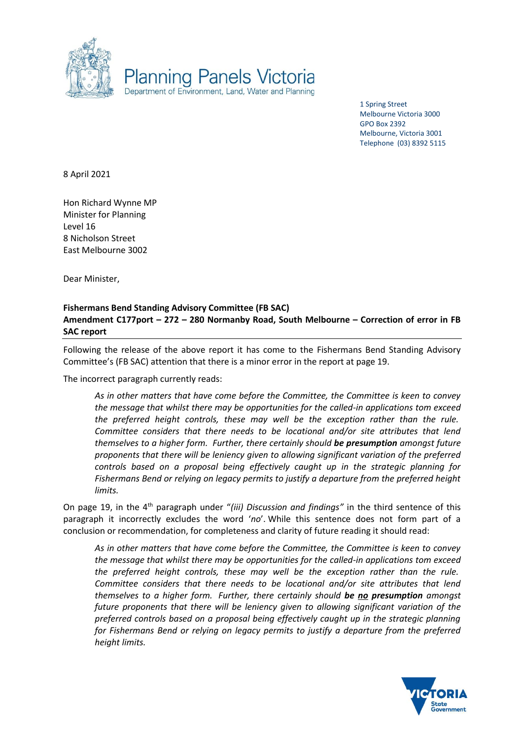Planning Panels Victoria
Department of Environment, Land, Water and Planning

1 Spring Street
Melbourne Victoria 3000
GPO Box 2392
Melbourne, Victoria 3001
Telephone (03) 8392 5115

8 April 2021

Hon Richard Wynne MP
Minister for Planning
Level 16
8 Nicholson Street
East Melbourne 3002

Dear Minister,

**Fishermans Bend Standing Advisory Committee (FB SAC)**
**Amendment C177port – 272 – 280 Normanby Road, South Melbourne – Correction of error in FB SAC report**

Following the release of the above report it has come to the Fishermans Bend Standing Advisory Committee's (FB SAC) attention that there is a minor error in the report at page 19.

The incorrect paragraph currently reads:

> *As in other matters that have come before the Committee, the Committee is keen to convey the message that whilst there may be opportunities for the called-in applications tom exceed the preferred height controls, these may well be the exception rather than the rule. Committee considers that there needs to be locational and/or site attributes that lend themselves to a higher form. Further, there certainly should* ***be presumption*** *amongst future proponents that there will be leniency given to allowing significant variation of the preferred controls based on a proposal being effectively caught up in the strategic planning for Fishermans Bend or relying on legacy permits to justify a departure from the preferred height limits.*

On page 19, in the 4th paragraph under "*(iii) Discussion and findings"* in the third sentence of this paragraph it incorrectly excludes the word '*no*'. While this sentence does not form part of a conclusion or recommendation, for completeness and clarity of future reading it should read:

> *As in other matters that have come before the Committee, the Committee is keen to convey the message that whilst there may be opportunities for the called-in applications tom exceed the preferred height controls, these may well be the exception rather than the rule. Committee considers that there needs to be locational and/or site attributes that lend themselves to a higher form. Further, there certainly should* ***be <u>no</u> presumption*** *amongst future proponents that there will be leniency given to allowing significant variation of the preferred controls based on a proposal being effectively caught up in the strategic planning for Fishermans Bend or relying on legacy permits to justify a departure from the preferred height limits.*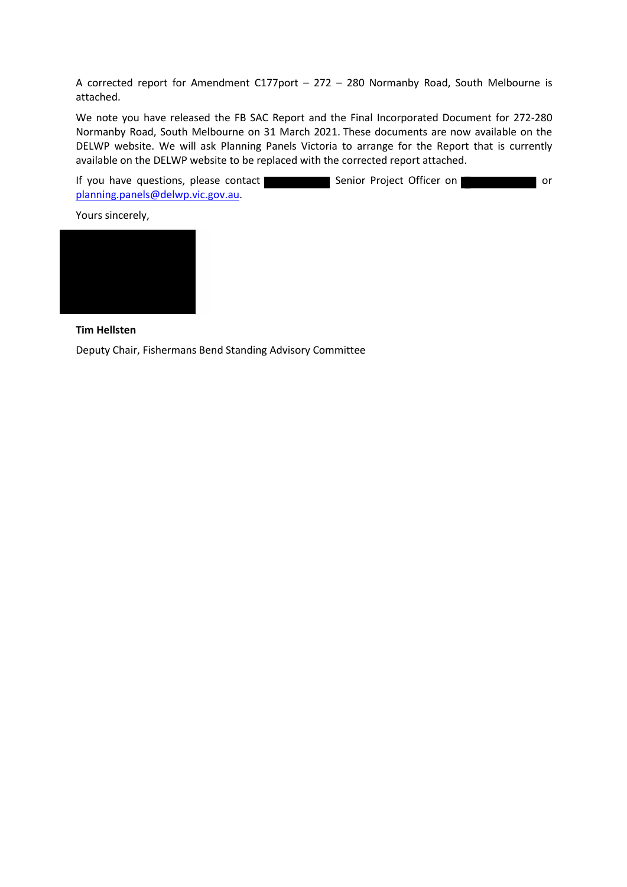A corrected report for Amendment C177port – 272 – 280 Normanby Road, South Melbourne is attached.

We note you have released the FB SAC Report and the Final Incorporated Document for 272-280 Normanby Road, South Melbourne on 31 March 2021. These documents are now available on the DELWP website. We will ask Planning Panels Victoria to arrange for the Report that is currently available on the DELWP website to be replaced with the corrected report attached.

If you have questions, please contact ██████ Senior Project Officer on ██████ or planning.panels@delwp.vic.gov.au.

Yours sincerely,

**Tim Hellsten**

Deputy Chair, Fishermans Bend Standing Advisory Committee